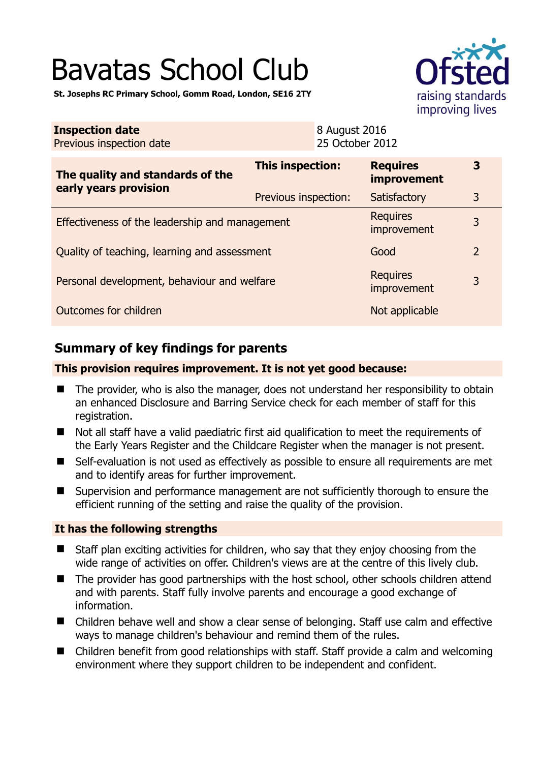# Bavatas School Club

**St. Josephs RC Primary School, Gomm Road, London, SE16 2TY**

| **Inspection date** | 8 August 2016 |
|---|---|
| Previous inspection date | 25 October 2012 |

| **The quality and standards of the early years provision** | **This inspection:** | **Requires improvement** | **3** |
|---|---|---|---|
| | Previous inspection: | Satisfactory | 3 |
| Effectiveness of the leadership and management | | Requires improvement | 3 |
| Quality of teaching, learning and assessment | | Good | 2 |
| Personal development, behaviour and welfare | | Requires improvement | 3 |
| Outcomes for children | | Not applicable | |

## Summary of key findings for parents

**This provision requires improvement. It is not yet good because:**

- The provider, who is also the manager, does not understand her responsibility to obtain an enhanced Disclosure and Barring Service check for each member of staff for this registration.
- Not all staff have a valid paediatric first aid qualification to meet the requirements of the Early Years Register and the Childcare Register when the manager is not present.
- Self-evaluation is not used as effectively as possible to ensure all requirements are met and to identify areas for further improvement.
- Supervision and performance management are not sufficiently thorough to ensure the efficient running of the setting and raise the quality of the provision.

**It has the following strengths**

- Staff plan exciting activities for children, who say that they enjoy choosing from the wide range of activities on offer. Children's views are at the centre of this lively club.
- The provider has good partnerships with the host school, other schools children attend and with parents. Staff fully involve parents and encourage a good exchange of information.
- Children behave well and show a clear sense of belonging. Staff use calm and effective ways to manage children's behaviour and remind them of the rules.
- Children benefit from good relationships with staff. Staff provide a calm and welcoming environment where they support children to be independent and confident.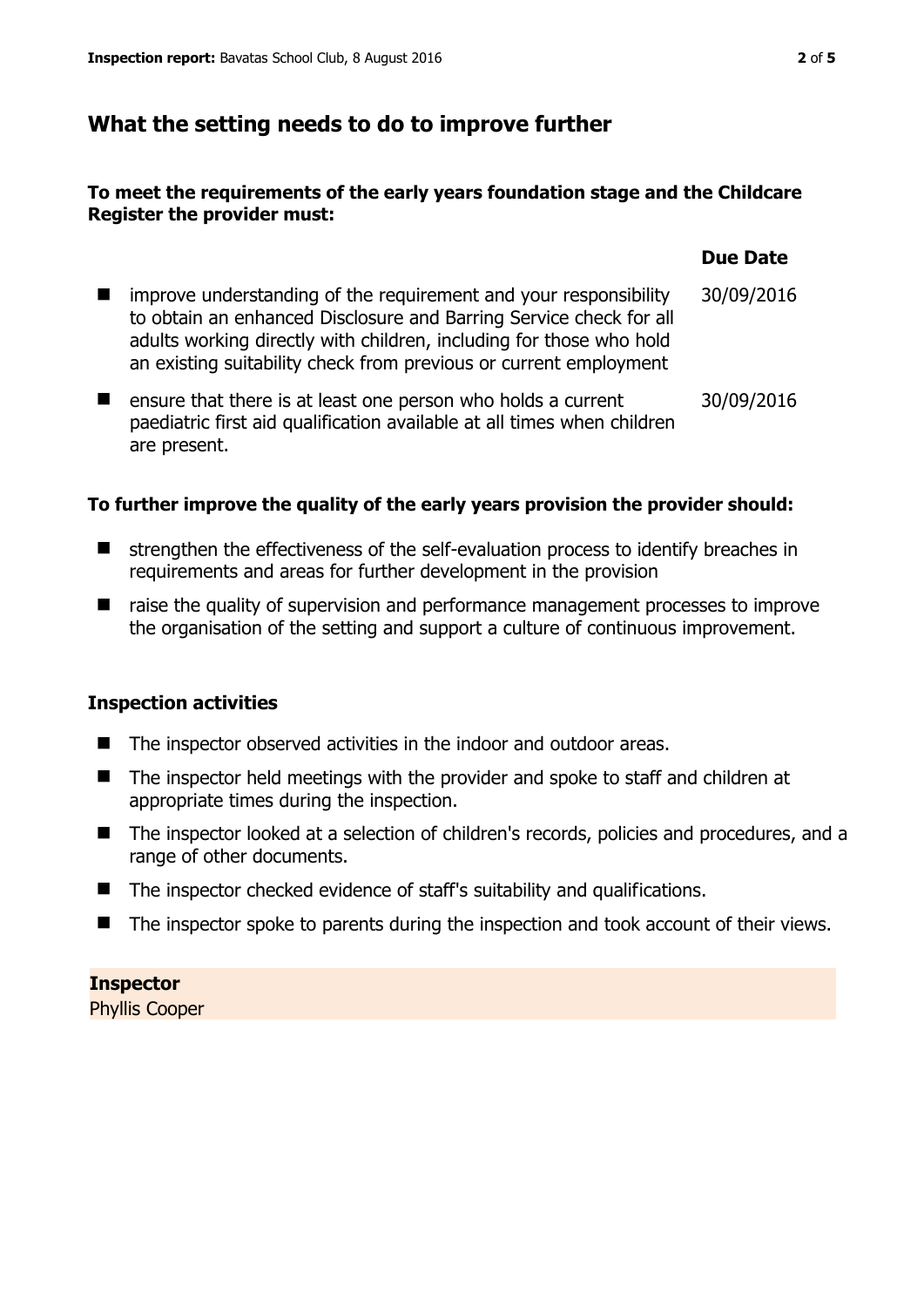## What the setting needs to do to improve further

**To meet the requirements of the early years foundation stage and the Childcare Register the provider must:**

| | Due Date |
|---|---|
| improve understanding of the requirement and your responsibility to obtain an enhanced Disclosure and Barring Service check for all adults working directly with children, including for those who hold an existing suitability check from previous or current employment | 30/09/2016 |
| ensure that there is at least one person who holds a current paediatric first aid qualification available at all times when children are present. | 30/09/2016 |

**To further improve the quality of the early years provision the provider should:**

- strengthen the effectiveness of the self-evaluation process to identify breaches in requirements and areas for further development in the provision
- raise the quality of supervision and performance management processes to improve the organisation of the setting and support a culture of continuous improvement.

### Inspection activities

- The inspector observed activities in the indoor and outdoor areas.
- The inspector held meetings with the provider and spoke to staff and children at appropriate times during the inspection.
- The inspector looked at a selection of children's records, policies and procedures, and a range of other documents.
- The inspector checked evidence of staff's suitability and qualifications.
- The inspector spoke to parents during the inspection and took account of their views.

**Inspector**
Phyllis Cooper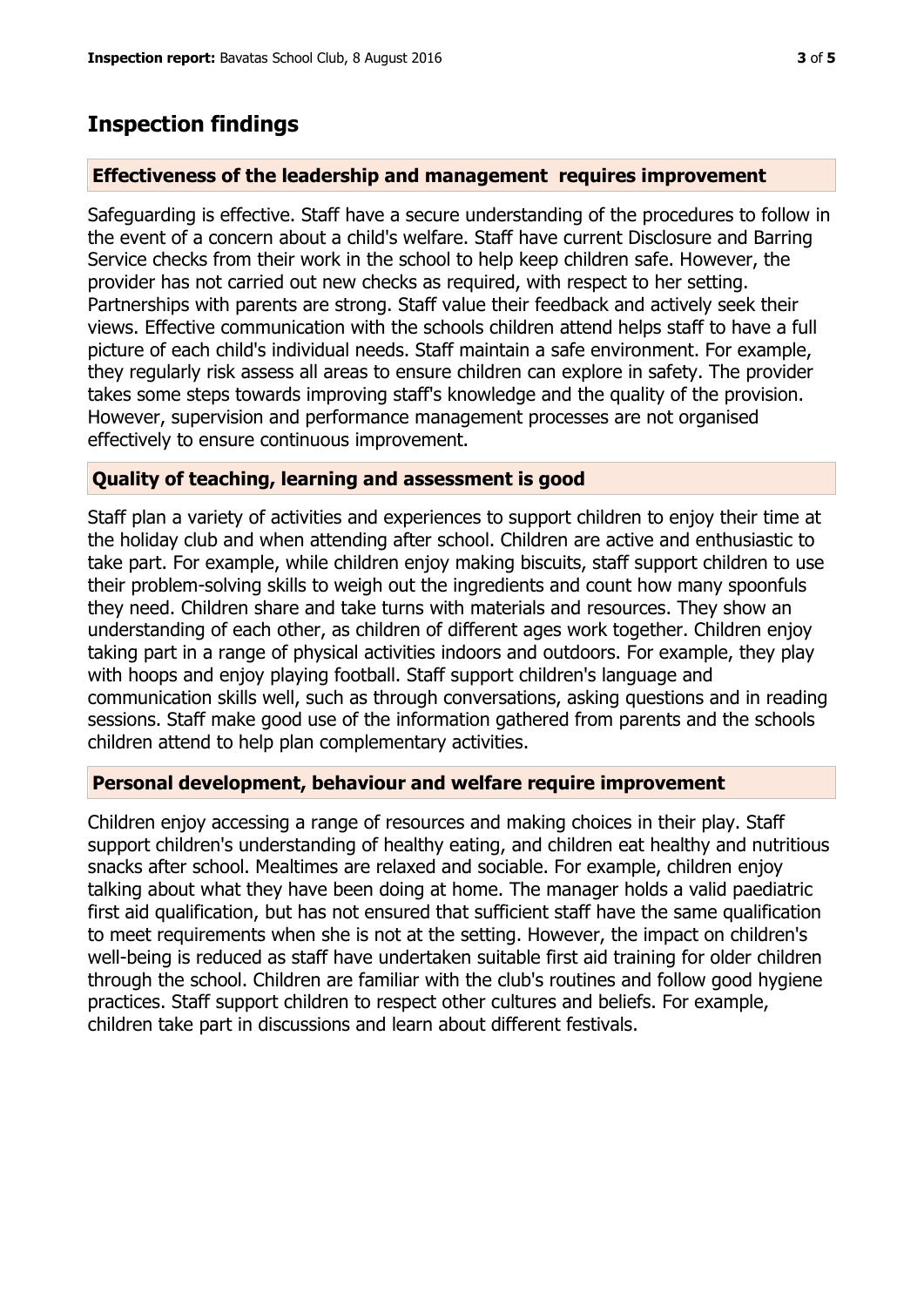## Inspection findings

### Effectiveness of the leadership and management requires improvement

Safeguarding is effective. Staff have a secure understanding of the procedures to follow in the event of a concern about a child's welfare. Staff have current Disclosure and Barring Service checks from their work in the school to help keep children safe. However, the provider has not carried out new checks as required, with respect to her setting. Partnerships with parents are strong. Staff value their feedback and actively seek their views. Effective communication with the schools children attend helps staff to have a full picture of each child's individual needs. Staff maintain a safe environment. For example, they regularly risk assess all areas to ensure children can explore in safety. The provider takes some steps towards improving staff's knowledge and the quality of the provision. However, supervision and performance management processes are not organised effectively to ensure continuous improvement.

### Quality of teaching, learning and assessment is good

Staff plan a variety of activities and experiences to support children to enjoy their time at the holiday club and when attending after school. Children are active and enthusiastic to take part. For example, while children enjoy making biscuits, staff support children to use their problem-solving skills to weigh out the ingredients and count how many spoonfuls they need. Children share and take turns with materials and resources. They show an understanding of each other, as children of different ages work together. Children enjoy taking part in a range of physical activities indoors and outdoors. For example, they play with hoops and enjoy playing football. Staff support children's language and communication skills well, such as through conversations, asking questions and in reading sessions. Staff make good use of the information gathered from parents and the schools children attend to help plan complementary activities.

### Personal development, behaviour and welfare require improvement

Children enjoy accessing a range of resources and making choices in their play. Staff support children's understanding of healthy eating, and children eat healthy and nutritious snacks after school. Mealtimes are relaxed and sociable. For example, children enjoy talking about what they have been doing at home. The manager holds a valid paediatric first aid qualification, but has not ensured that sufficient staff have the same qualification to meet requirements when she is not at the setting. However, the impact on children's well-being is reduced as staff have undertaken suitable first aid training for older children through the school. Children are familiar with the club's routines and follow good hygiene practices. Staff support children to respect other cultures and beliefs. For example, children take part in discussions and learn about different festivals.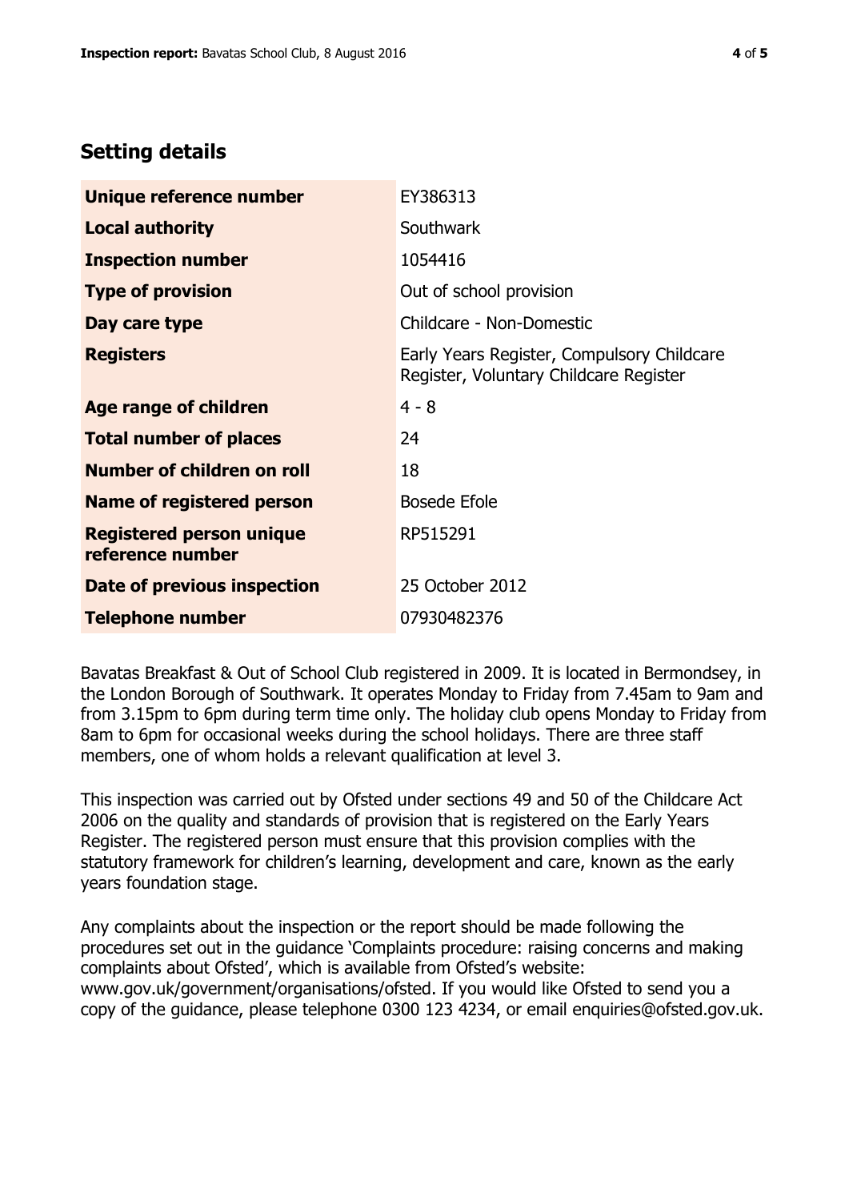## Setting details

| | |
|---|---|
| **Unique reference number** | EY386313 |
| **Local authority** | Southwark |
| **Inspection number** | 1054416 |
| **Type of provision** | Out of school provision |
| **Day care type** | Childcare - Non-Domestic |
| **Registers** | Early Years Register, Compulsory Childcare Register, Voluntary Childcare Register |
| **Age range of children** | 4 - 8 |
| **Total number of places** | 24 |
| **Number of children on roll** | 18 |
| **Name of registered person** | Bosede Efole |
| **Registered person unique reference number** | RP515291 |
| **Date of previous inspection** | 25 October 2012 |
| **Telephone number** | 07930482376 |

Bavatas Breakfast & Out of School Club registered in 2009. It is located in Bermondsey, in the London Borough of Southwark. It operates Monday to Friday from 7.45am to 9am and from 3.15pm to 6pm during term time only. The holiday club opens Monday to Friday from 8am to 6pm for occasional weeks during the school holidays. There are three staff members, one of whom holds a relevant qualification at level 3.

This inspection was carried out by Ofsted under sections 49 and 50 of the Childcare Act 2006 on the quality and standards of provision that is registered on the Early Years Register. The registered person must ensure that this provision complies with the statutory framework for children's learning, development and care, known as the early years foundation stage.

Any complaints about the inspection or the report should be made following the procedures set out in the guidance 'Complaints procedure: raising concerns and making complaints about Ofsted', which is available from Ofsted's website: www.gov.uk/government/organisations/ofsted. If you would like Ofsted to send you a copy of the guidance, please telephone 0300 123 4234, or email enquiries@ofsted.gov.uk.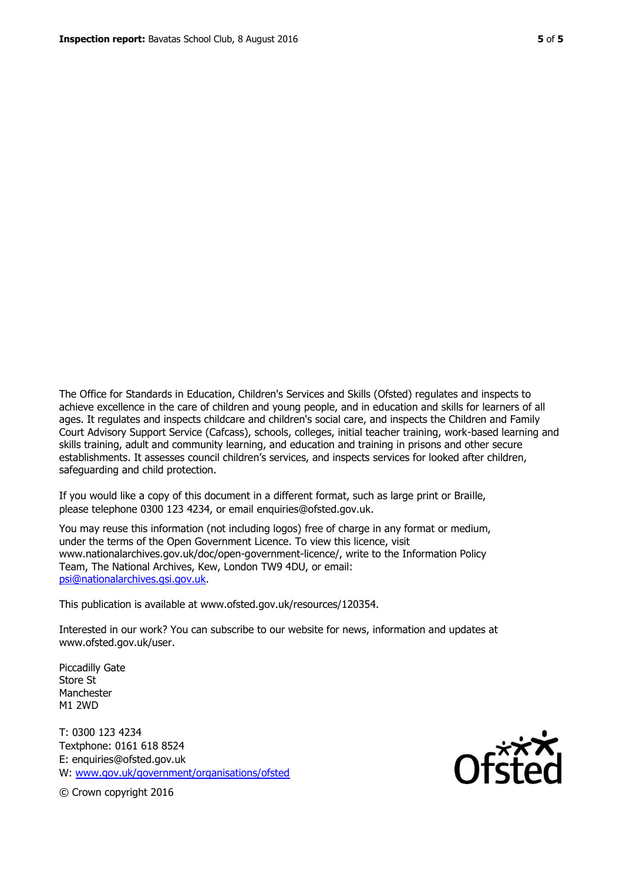The Office for Standards in Education, Children's Services and Skills (Ofsted) regulates and inspects to achieve excellence in the care of children and young people, and in education and skills for learners of all ages. It regulates and inspects childcare and children's social care, and inspects the Children and Family Court Advisory Support Service (Cafcass), schools, colleges, initial teacher training, work-based learning and skills training, adult and community learning, and education and training in prisons and other secure establishments. It assesses council children's services, and inspects services for looked after children, safeguarding and child protection.

If you would like a copy of this document in a different format, such as large print or Braille, please telephone 0300 123 4234, or email enquiries@ofsted.gov.uk.

You may reuse this information (not including logos) free of charge in any format or medium, under the terms of the Open Government Licence. To view this licence, visit www.nationalarchives.gov.uk/doc/open-government-licence/, write to the Information Policy Team, The National Archives, Kew, London TW9 4DU, or email: psi@nationalarchives.gsi.gov.uk.

This publication is available at www.ofsted.gov.uk/resources/120354.

Interested in our work? You can subscribe to our website for news, information and updates at www.ofsted.gov.uk/user.

Piccadilly Gate
Store St
Manchester
M1 2WD

T: 0300 123 4234
Textphone: 0161 618 8524
E: enquiries@ofsted.gov.uk
W: www.gov.uk/government/organisations/ofsted

© Crown copyright 2016